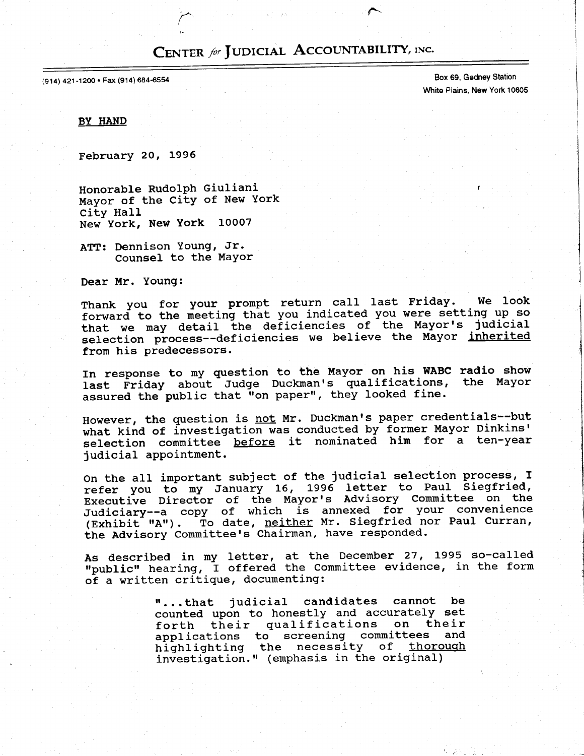# CENTER *for* JUDICIAL ACCOUNTABILITY, INC.

(914) 421-1200 • Fax (914) 684-6554

Box 69, Gedney Station
White Plains, New York 10605

**BY HAND**

February 20, 1996

Honorable Rudolph Giuliani
Mayor of the City of New York
City Hall
New York, New York 10007

ATT: Dennison Young, Jr.
Counsel to the Mayor

Dear Mr. Young:

Thank you for your prompt return call last Friday. We look forward to the meeting that you indicated you were setting up so that we may detail the deficiencies of the Mayor's judicial selection process--deficiencies we believe the Mayor inherited from his predecessors.

In response to my question to the Mayor on his WABC radio show last Friday about Judge Duckman's qualifications, the Mayor assured the public that "on paper", they looked fine.

However, the question is not Mr. Duckman's paper credentials--but what kind of investigation was conducted by former Mayor Dinkins' selection committee before it nominated him for a ten-year judicial appointment.

On the all important subject of the judicial selection process, I refer you to my January 16, 1996 letter to Paul Siegfried, Executive Director of the Mayor's Advisory Committee on the Judiciary--a copy of which is annexed for your convenience (Exhibit "A"). To date, neither Mr. Siegfried nor Paul Curran, the Advisory Committee's Chairman, have responded.

As described in my letter, at the December 27, 1995 so-called "public" hearing, I offered the Committee evidence, in the form of a written critique, documenting:

> "...that judicial candidates cannot be counted upon to honestly and accurately set forth their qualifications on their applications to screening committees and highlighting the necessity of thorough investigation." (emphasis in the original)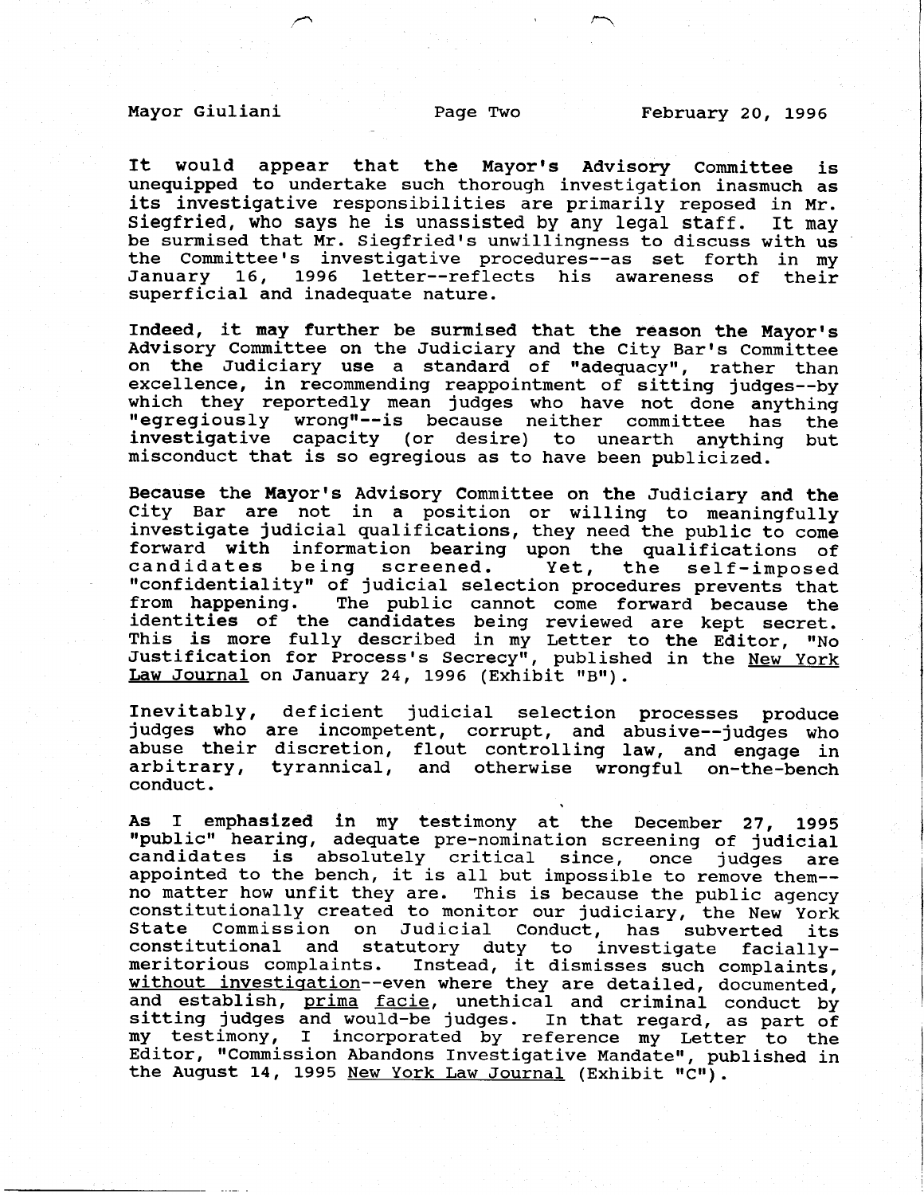It would appear that the Mayor's Advisory Committee is unequipped to undertake such thorough investigation inasmuch as its investigative responsibilities are primarily reposed in Mr. Siegfried, who says he is unassisted by any legal staff. It may be surmised that Mr. Siegfried's unwillingness to discuss with us the Committee's investigative procedures--as set forth in my January 16, 1996 letter--reflects his awareness of their superficial and inadequate nature.

Indeed, it may further be surmised that the reason the Mayor's Advisory Committee on the Judiciary and the City Bar's Committee on the Judiciary use a standard of "adequacy", rather than excellence, in recommending reappointment of sitting judges--by which they reportedly mean judges who have not done anything "egregiously wrong"--is because neither committee has the investigative capacity (or desire) to unearth anything but misconduct that is so egregious as to have been publicized.

Because the Mayor's Advisory Committee on the Judiciary and the City Bar are not in a position or willing to meaningfully investigate judicial qualifications, they need the public to come forward with information bearing upon the qualifications of candidates being screened. Yet, the self-imposed "confidentiality" of judicial selection procedures prevents that from happening. The public cannot come forward because the identities of the candidates being reviewed are kept secret. This is more fully described in my Letter to the Editor, "No Justification for Process's Secrecy", published in the New York Law Journal on January 24, 1996 (Exhibit "B").

Inevitably, deficient judicial selection processes produce judges who are incompetent, corrupt, and abusive--judges who abuse their discretion, flout controlling law, and engage in arbitrary, tyrannical, and otherwise wrongful on-the-bench conduct.

As I emphasized in my testimony at the December 27, 1995 "public" hearing, adequate pre-nomination screening of judicial candidates is absolutely critical since, once judges are appointed to the bench, it is all but impossible to remove them--no matter how unfit they are. This is because the public agency constitutionally created to monitor our judiciary, the New York State Commission on Judicial Conduct, has subverted its constitutional and statutory duty to investigate facially-meritorious complaints. Instead, it dismisses such complaints, without investigation--even where they are detailed, documented, and establish, *prima facie*, unethical and criminal conduct by sitting judges and would-be judges. In that regard, as part of my testimony, I incorporated by reference my Letter to the Editor, "Commission Abandons Investigative Mandate", published in the August 14, 1995 New York Law Journal (Exhibit "C").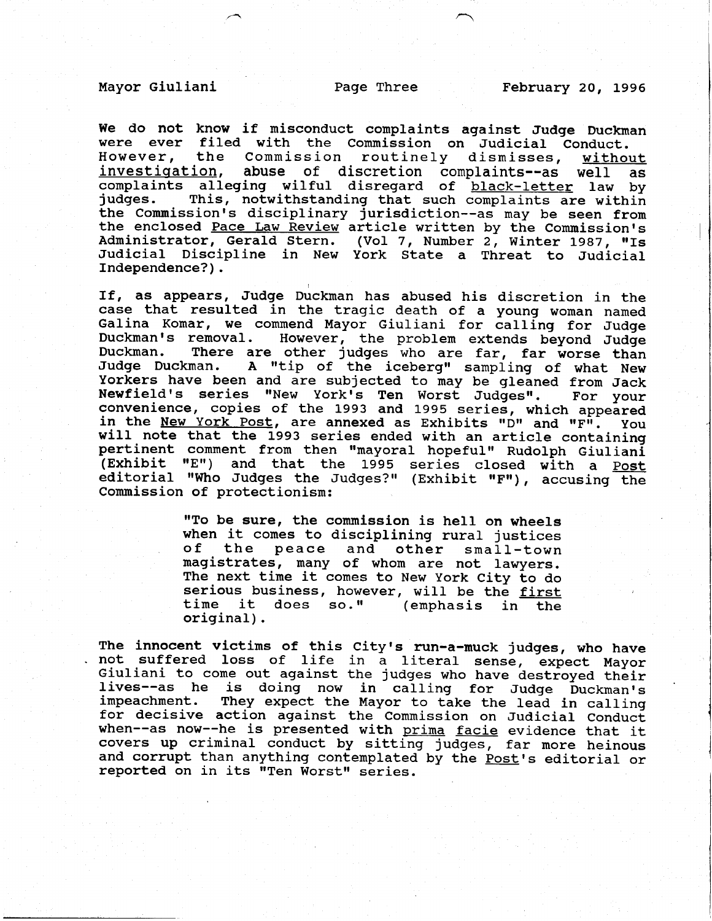We do not know if misconduct complaints against Judge Duckman were ever filed with the Commission on Judicial Conduct. However, the Commission routinely dismisses, <u>without investigation</u>, abuse of discretion complaints--as well as complaints alleging wilful disregard of <u>black-letter</u> law by judges. This, notwithstanding that such complaints are within the Commission's disciplinary jurisdiction--as may be seen from the enclosed <u>Pace Law Review</u> article written by the Commission's Administrator, Gerald Stern. (Vol 7, Number 2, Winter 1987, "Is Judicial Discipline in New York State a Threat to Judicial Independence?).

If, as appears, Judge Duckman has abused his discretion in the case that resulted in the tragic death of a young woman named Galina Komar, we commend Mayor Giuliani for calling for Judge Duckman's removal. However, the problem extends beyond Judge Duckman. There are other judges who are far, far worse than Judge Duckman. A "tip of the iceberg" sampling of what New Yorkers have been and are subjected to may be gleaned from Jack Newfield's series "New York's Ten Worst Judges". For your convenience, copies of the 1993 and 1995 series, which appeared in the <u>New York Post</u>, are annexed as Exhibits "D" and "F". You will note that the 1993 series ended with an article containing pertinent comment from then "mayoral hopeful" Rudolph Giuliani (Exhibit "E") and that the 1995 series closed with a <u>Post</u> editorial "Who Judges the Judges?" (Exhibit "F"), accusing the Commission of protectionism:

> "To be sure, the commission is hell on wheels when it comes to disciplining rural justices of the peace and other small-town magistrates, many of whom are not lawyers. The next time it comes to New York City to do serious business, however, will be the <u>first</u> time it does so." (emphasis in the original).

The innocent victims of this City's run-a-muck judges, who have not suffered loss of life in a literal sense, expect Mayor Giuliani to come out against the judges who have destroyed their lives--as he is doing now in calling for Judge Duckman's impeachment. They expect the Mayor to take the lead in calling for decisive action against the Commission on Judicial Conduct when--as now--he is presented with <u>prima facie</u> evidence that it covers up criminal conduct by sitting judges, far more heinous and corrupt than anything contemplated by the <u>Post</u>'s editorial or reported on in its "Ten Worst" series.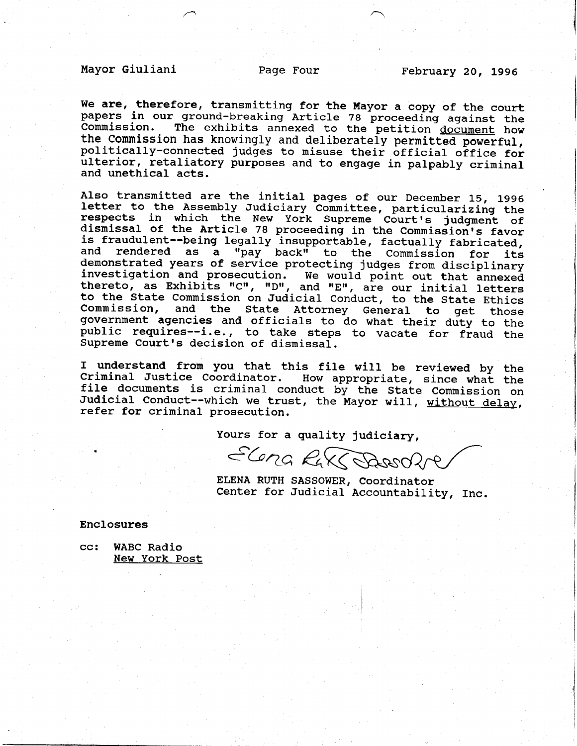We are, therefore, transmitting for the Mayor a copy of the court papers in our ground-breaking Article 78 proceeding against the Commission. The exhibits annexed to the petition document how the Commission has knowingly and deliberately permitted powerful, politically-connected judges to misuse their official office for ulterior, retaliatory purposes and to engage in palpably criminal and unethical acts.

Also transmitted are the initial pages of our December 15, 1996 letter to the Assembly Judiciary Committee, particularizing the respects in which the New York Supreme Court's judgment of dismissal of the Article 78 proceeding in the Commission's favor is fraudulent--being legally insupportable, factually fabricated, and rendered as a "pay back" to the Commission for its demonstrated years of service protecting judges from disciplinary investigation and prosecution. We would point out that annexed thereto, as Exhibits "C", "D", and "E", are our initial letters to the State Commission on Judicial Conduct, to the State Ethics Commission, and the State Attorney General to get those government agencies and officials to do what their duty to the public requires--i.e., to take steps to vacate for fraud the Supreme Court's decision of dismissal.

I understand from you that this file will be reviewed by the Criminal Justice Coordinator. How appropriate, since what the file documents is criminal conduct by the State Commission on Judicial Conduct--which we trust, the Mayor will, without delay, refer for criminal prosecution.

Yours for a quality judiciary,

Elena Ruth Sassower

ELENA RUTH SASSOWER, Coordinator
Center for Judicial Accountability, Inc.

Enclosures

cc: WABC Radio
New York Post